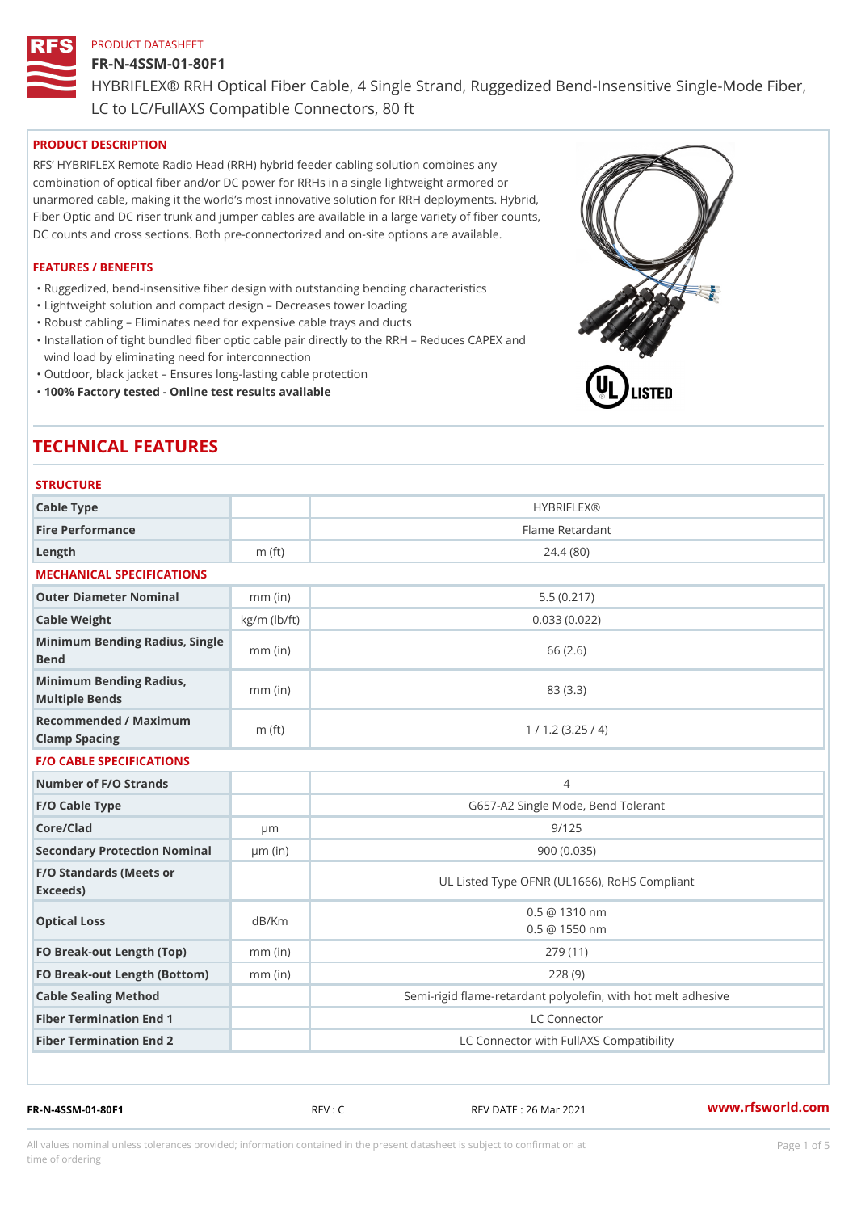PRODUCT DATASHEET

# FR-N-4SSM-01-80F1

HYBRIFLEX® RRH Optical Fiber Cable, 4 Single Strand, Ruggedized Bend-Insensitive Single-Mode Fiber, LC to LC/FullAXS Compatible Connectors, 80 ft

## PRODUCT DESCRIPTION

RFS' HYBRIFLEX Remote Radio Head (RRH) hybrid feeder cabling solution combines any combination of optical fiber and/or DC power for RRHs in a single lightweight armored or unarmored cable, making it the world's most innovative solution for RRH deployments. Hybrid, Fiber Optic and DC riser trunk and jumper cables are available in a large variety of fiber counts, DC counts and cross sections. Both pre-connectorized and on-site options are available.

## FEATURES / BENEFITS

- Ruggedized, bend-insensitive fiber design with outstanding bending characteristics
- Lightweight solution and compact design – Decreases tower loading
- Robust cabling – Eliminates need for expensive cable trays and ducts
- Installation of tight bundled fiber optic cable pair directly to the RRH – Reduces CAPEX and wind load by eliminating need for interconnection
- Outdoor, black jacket – Ensures long-lasting cable protection
- **100% Factory tested - Online test results available**

## TECHNICAL FEATURES

### STRUCTURE

| | | |
|---|---|---|
| Cable Type | | HYBRIFLEX® |
| Fire Performance | | Flame Retardant |
| Length | m (ft) | 24.4 (80) |

### MECHANICAL SPECIFICATIONS

| | | |
|---|---|---|
| Outer Diameter Nominal | mm (in) | 5.5 (0.217) |
| Cable Weight | kg/m (lb/ft) | 0.033 (0.022) |
| Minimum Bending Radius, Single Bend | mm (in) | 66 (2.6) |
| Minimum Bending Radius, Multiple Bends | mm (in) | 83 (3.3) |
| Recommended / Maximum Clamp Spacing | m (ft) | 1 / 1.2 (3.25 / 4) |

### F/O CABLE SPECIFICATIONS

| | | |
|---|---|---|
| Number of F/O Strands | | 4 |
| F/O Cable Type | | G657-A2 Single Mode, Bend Tolerant |
| Core/Clad | µm | 9/125 |
| Secondary Protection Nominal | µm (in) | 900 (0.035) |
| F/O Standards (Meets or Exceeds) | | UL Listed Type OFNR (UL1666), RoHS Compliant |
| Optical Loss | dB/Km | 0.5 @ 1310 nm<br>0.5 @ 1550 nm |
| FO Break-out Length (Top) | mm (in) | 279 (11) |
| FO Break-out Length (Bottom) | mm (in) | 228 (9) |
| Cable Sealing Method | | Semi-rigid flame-retardant polyolefin, with hot melt adhesive |
| Fiber Termination End 1 | | LC Connector |
| Fiber Termination End 2 | | LC Connector with FullAXS Compatibility |

FR-N-4SSM-01-80F1 REV : C REV DATE : 26 Mar 2021 www.rfsworld.com

All values nominal unless tolerances provided; information contained in the present datasheet is subject to confirmation at time of ordering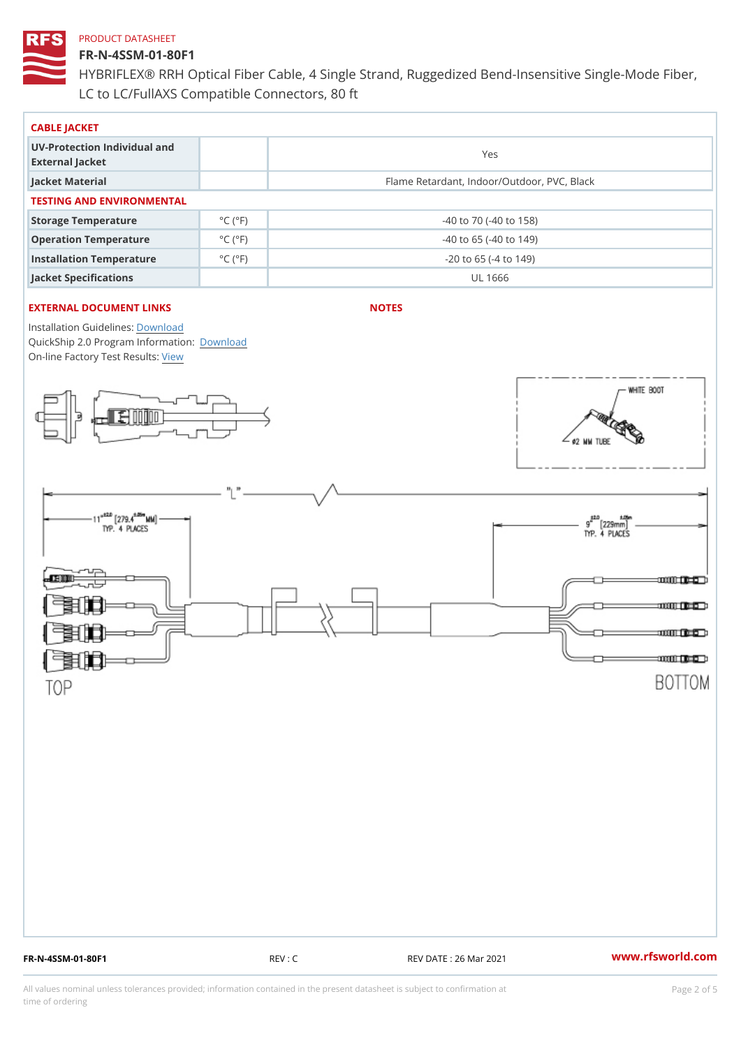PRODUCT DATASHEET

# FR-N-4SSM-01-80F1

HYBRIFLEX® RRH Optical Fiber Cable, 4 Single Strand, Ruggedized Bend-Insensitive Single-Mode Fiber, LC to LC/FullAXS Compatible Connectors, 80 ft

## CABLE JACKET

| | | |
|---|---|---|
| UV-Protection Individual and External Jacket | | Yes |
| Jacket Material | | Flame Retardant, Indoor/Outdoor, PVC, Black |

## TESTING AND ENVIRONMENTAL

| | | |
|---|---|---|
| Storage Temperature | °C (°F) | -40 to 70 (-40 to 158) |
| Operation Temperature | °C (°F) | -40 to 65 (-40 to 149) |
| Installation Temperature | °C (°F) | -20 to 65 (-4 to 149) |
| Jacket Specifications | | UL 1666 |

## EXTERNAL DOCUMENT LINKS

Installation Guidelines: Download
QuickShip 2.0 Program Information: Download
On-line Factory Test Results: View

## NOTES

WHITE BOOT
Ø2 MM TUBE

"L"

11" ±2.0 [279.4 ±.05 MM] TYP. 4 PLACES

9" ±2.0 [229mm ±.05] TYP. 4 PLACES

TOP

BOTTOM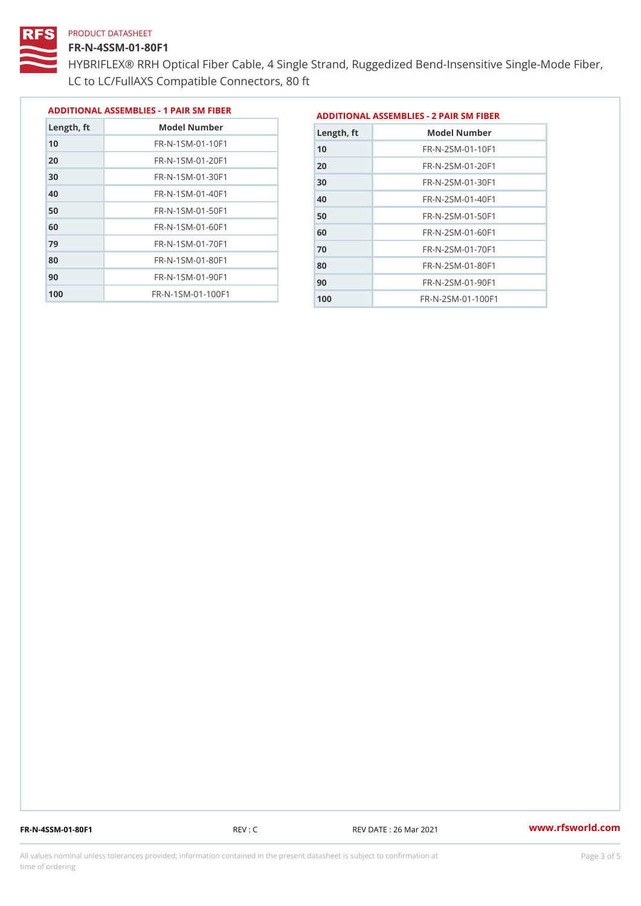PRODUCT DATASHEET

# FR-N-4SSM-01-80F1

HYBRIFLEX® RRH Optical Fiber Cable, 4 Single Strand, Ruggedized Bend-Insensitive Single-Mode Fiber, LC to LC/FullAXS Compatible Connectors, 80 ft

## ADDITIONAL ASSEMBLIES - 1 PAIR SM FIBER

| Length, ft | Model Number |
|---|---|
| 10 | FR-N-1SM-01-10F1 |
| 20 | FR-N-1SM-01-20F1 |
| 30 | FR-N-1SM-01-30F1 |
| 40 | FR-N-1SM-01-40F1 |
| 50 | FR-N-1SM-01-50F1 |
| 60 | FR-N-1SM-01-60F1 |
| 79 | FR-N-1SM-01-70F1 |
| 80 | FR-N-1SM-01-80F1 |
| 90 | FR-N-1SM-01-90F1 |
| 100 | FR-N-1SM-01-100F1 |

## ADDITIONAL ASSEMBLIES - 2 PAIR SM FIBER

| Length, ft | Model Number |
|---|---|
| 10 | FR-N-2SM-01-10F1 |
| 20 | FR-N-2SM-01-20F1 |
| 30 | FR-N-2SM-01-30F1 |
| 40 | FR-N-2SM-01-40F1 |
| 50 | FR-N-2SM-01-50F1 |
| 60 | FR-N-2SM-01-60F1 |
| 70 | FR-N-2SM-01-70F1 |
| 80 | FR-N-2SM-01-80F1 |
| 90 | FR-N-2SM-01-90F1 |
| 100 | FR-N-2SM-01-100F1 |

FR-N-4SSM-01-80F1 REV : C REV DATE : 26 Mar 2021 www.rfsworld.com

All values nominal unless tolerances provided; information contained in the present datasheet is subject to confirmation at time of ordering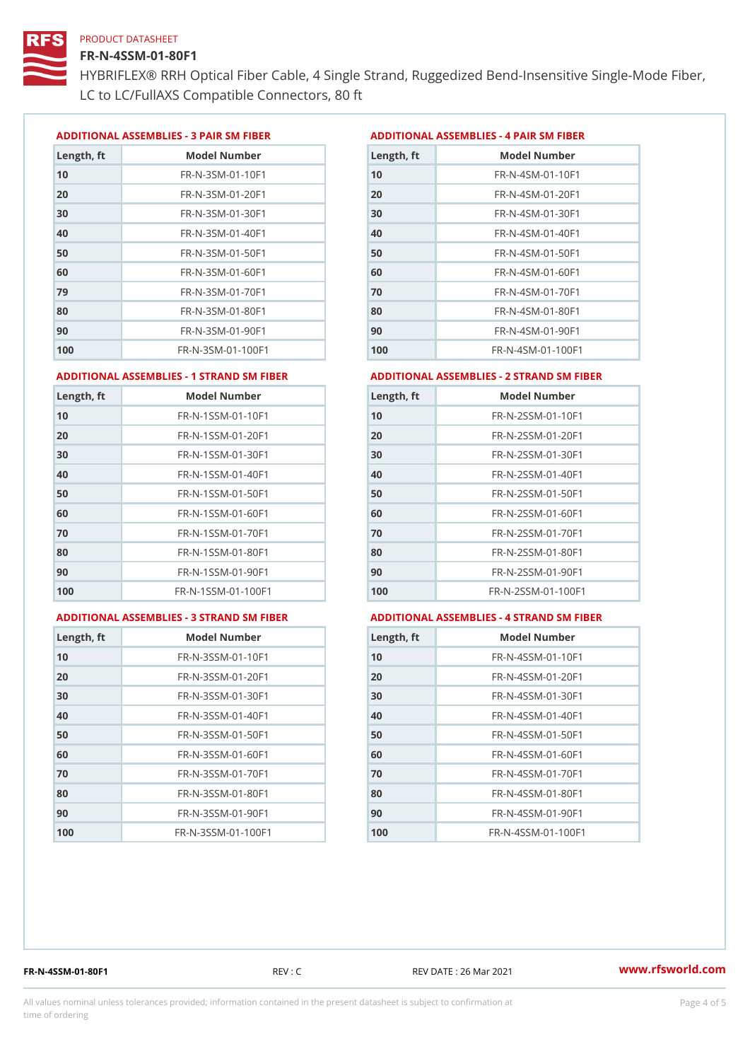PRODUCT DATASHEET

# FR-N-4SSM-01-80F1

HYBRIFLEX® RRH Optical Fiber Cable, 4 Single Strand, Ruggedized Bend-Insensitive Single-Mode Fiber, LC to LC/FullAXS Compatible Connectors, 80 ft

### ADDITIONAL ASSEMBLIES - 3 PAIR SM FIBER

| Length, ft | Model Number |
|---|---|
| 10 | FR-N-3SM-01-10F1 |
| 20 | FR-N-3SM-01-20F1 |
| 30 | FR-N-3SM-01-30F1 |
| 40 | FR-N-3SM-01-40F1 |
| 50 | FR-N-3SM-01-50F1 |
| 60 | FR-N-3SM-01-60F1 |
| 79 | FR-N-3SM-01-70F1 |
| 80 | FR-N-3SM-01-80F1 |
| 90 | FR-N-3SM-01-90F1 |
| 100 | FR-N-3SM-01-100F1 |

### ADDITIONAL ASSEMBLIES - 4 PAIR SM FIBER

| Length, ft | Model Number |
|---|---|
| 10 | FR-N-4SM-01-10F1 |
| 20 | FR-N-4SM-01-20F1 |
| 30 | FR-N-4SM-01-30F1 |
| 40 | FR-N-4SM-01-40F1 |
| 50 | FR-N-4SM-01-50F1 |
| 60 | FR-N-4SM-01-60F1 |
| 70 | FR-N-4SM-01-70F1 |
| 80 | FR-N-4SM-01-80F1 |
| 90 | FR-N-4SM-01-90F1 |
| 100 | FR-N-4SM-01-100F1 |

### ADDITIONAL ASSEMBLIES - 1 STRAND SM FIBER

| Length, ft | Model Number |
|---|---|
| 10 | FR-N-1SSM-01-10F1 |
| 20 | FR-N-1SSM-01-20F1 |
| 30 | FR-N-1SSM-01-30F1 |
| 40 | FR-N-1SSM-01-40F1 |
| 50 | FR-N-1SSM-01-50F1 |
| 60 | FR-N-1SSM-01-60F1 |
| 70 | FR-N-1SSM-01-70F1 |
| 80 | FR-N-1SSM-01-80F1 |
| 90 | FR-N-1SSM-01-90F1 |
| 100 | FR-N-1SSM-01-100F1 |

### ADDITIONAL ASSEMBLIES - 2 STRAND SM FIBER

| Length, ft | Model Number |
|---|---|
| 10 | FR-N-2SSM-01-10F1 |
| 20 | FR-N-2SSM-01-20F1 |
| 30 | FR-N-2SSM-01-30F1 |
| 40 | FR-N-2SSM-01-40F1 |
| 50 | FR-N-2SSM-01-50F1 |
| 60 | FR-N-2SSM-01-60F1 |
| 70 | FR-N-2SSM-01-70F1 |
| 80 | FR-N-2SSM-01-80F1 |
| 90 | FR-N-2SSM-01-90F1 |
| 100 | FR-N-2SSM-01-100F1 |

### ADDITIONAL ASSEMBLIES - 3 STRAND SM FIBER

| Length, ft | Model Number |
|---|---|
| 10 | FR-N-3SSM-01-10F1 |
| 20 | FR-N-3SSM-01-20F1 |
| 30 | FR-N-3SSM-01-30F1 |
| 40 | FR-N-3SSM-01-40F1 |
| 50 | FR-N-3SSM-01-50F1 |
| 60 | FR-N-3SSM-01-60F1 |
| 70 | FR-N-3SSM-01-70F1 |
| 80 | FR-N-3SSM-01-80F1 |
| 90 | FR-N-3SSM-01-90F1 |
| 100 | FR-N-3SSM-01-100F1 |

### ADDITIONAL ASSEMBLIES - 4 STRAND SM FIBER

| Length, ft | Model Number |
|---|---|
| 10 | FR-N-4SSM-01-10F1 |
| 20 | FR-N-4SSM-01-20F1 |
| 30 | FR-N-4SSM-01-30F1 |
| 40 | FR-N-4SSM-01-40F1 |
| 50 | FR-N-4SSM-01-50F1 |
| 60 | FR-N-4SSM-01-60F1 |
| 70 | FR-N-4SSM-01-70F1 |
| 80 | FR-N-4SSM-01-80F1 |
| 90 | FR-N-4SSM-01-90F1 |
| 100 | FR-N-4SSM-01-100F1 |

FR-N-4SSM-01-80F1 REV : C REV DATE : 26 Mar 2021 www.rfsworld.com

All values nominal unless tolerances provided; information contained in the present datasheet is subject to confirmation at time of ordering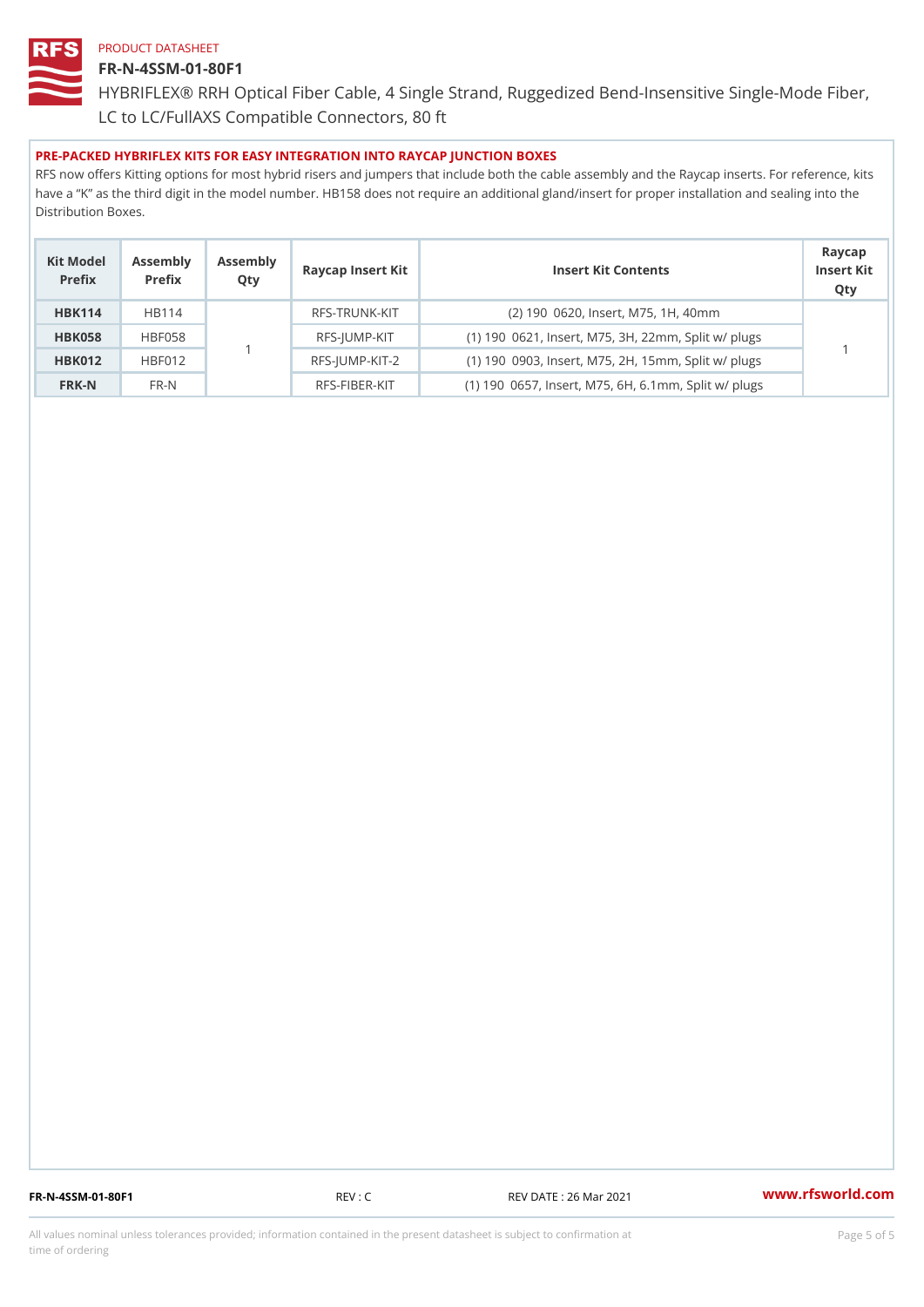PRODUCT DATASHEET

# FR-N-4SSM-01-80F1

HYBRIFLEX® RRH Optical Fiber Cable, 4 Single Strand, Ruggedized Bend-Insensitive Single-Mode Fiber, LC to LC/FullAXS Compatible Connectors, 80 ft

## PRE-PACKED HYBRIFLEX KITS FOR EASY INTEGRATION INTO RAYCAP JUNCTION BOXES

RFS now offers Kitting options for most hybrid risers and jumpers that include both the cable assembly and the Raycap inserts. For reference, kits have a "K" as the third digit in the model number. HB158 does not require an additional gland/insert for proper installation and sealing into the Distribution Boxes.

| Kit Model Prefix | Assembly Prefix | Assembly Qty | Raycap Insert Kit | Insert Kit Contents | Raycap Insert Kit Qty |
|---|---|---|---|---|---|
| **HBK114** | HB114 | 1 | RFS-TRUNK-KIT | (2) 190_0620, Insert, M75, 1H, 40mm | 1 |
| **HBK058** | HBF058 | | RFS-JUMP-KIT | (1) 190_0621, Insert, M75, 3H, 22mm, Split w/ plugs | |
| **HBK012** | HBF012 | | RFS-JUMP-KIT-2 | (1) 190_0903, Insert, M75, 2H, 15mm, Split w/ plugs | |
| **FRK-N** | FR-N | | RFS-FIBER-KIT | (1) 190_0657, Insert, M75, 6H, 6.1mm, Split w/ plugs | |

FR-N-4SSM-01-80F1 REV : C REV DATE : 26 Mar 2021 www.rfsworld.com

All values nominal unless tolerances provided; information contained in the present datasheet is subject to confirmation at time of ordering